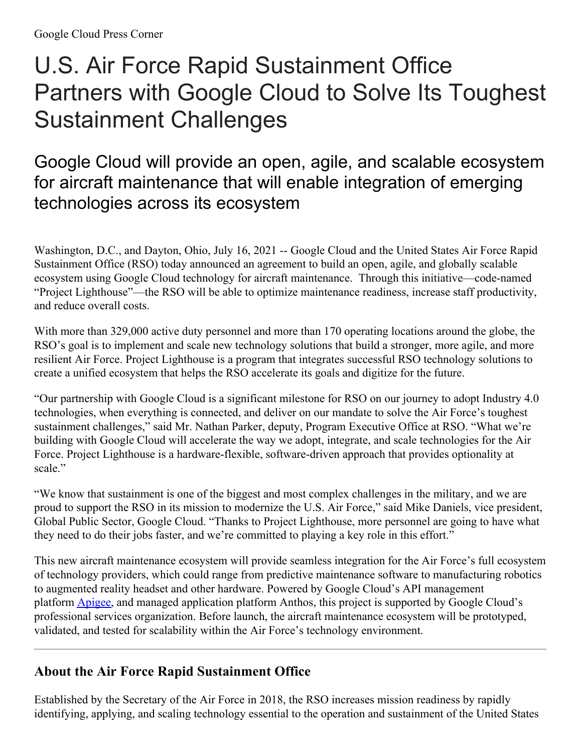Google Cloud Press Corner

# U.S. Air Force Rapid Sustainment Office Partners with Google Cloud to Solve Its Toughest Sustainment Challenges

## Google Cloud will provide an open, agile, and scalable ecosystem for aircraft maintenance that will enable integration of emerging technologies across its ecosystem

Washington, D.C., and Dayton, Ohio, July 16, 2021 -- Google Cloud and the United States Air Force Rapid Sustainment Office (RSO) today announced an agreement to build an open, agile, and globally scalable ecosystem using Google Cloud technology for aircraft maintenance. Through this initiative—code-named "Project Lighthouse"—the RSO will be able to optimize maintenance readiness, increase staff productivity, and reduce overall costs.

With more than 329,000 active duty personnel and more than 170 operating locations around the globe, the RSO's goal is to implement and scale new technology solutions that build a stronger, more agile, and more resilient Air Force. Project Lighthouse is a program that integrates successful RSO technology solutions to create a unified ecosystem that helps the RSO accelerate its goals and digitize for the future.

"Our partnership with Google Cloud is a significant milestone for RSO on our journey to adopt Industry 4.0 technologies, when everything is connected, and deliver on our mandate to solve the Air Force's toughest sustainment challenges," said Mr. Nathan Parker, deputy, Program Executive Office at RSO. "What we're building with Google Cloud will accelerate the way we adopt, integrate, and scale technologies for the Air Force. Project Lighthouse is a hardware-flexible, software-driven approach that provides optionality at scale."

"We know that sustainment is one of the biggest and most complex challenges in the military, and we are proud to support the RSO in its mission to modernize the U.S. Air Force," said Mike Daniels, vice president, Global Public Sector, Google Cloud. "Thanks to Project Lighthouse, more personnel are going to have what they need to do their jobs faster, and we're committed to playing a key role in this effort."

This new aircraft maintenance ecosystem will provide seamless integration for the Air Force's full ecosystem of technology providers, which could range from predictive maintenance software to manufacturing robotics to augmented reality headset and other hardware. Powered by Google Cloud's API management platform Apigee, and managed application platform Anthos, this project is supported by Google Cloud's professional services organization. Before launch, the aircraft maintenance ecosystem will be prototyped, validated, and tested for scalability within the Air Force's technology environment.

---

### About the Air Force Rapid Sustainment Office

Established by the Secretary of the Air Force in 2018, the RSO increases mission readiness by rapidly identifying, applying, and scaling technology essential to the operation and sustainment of the United States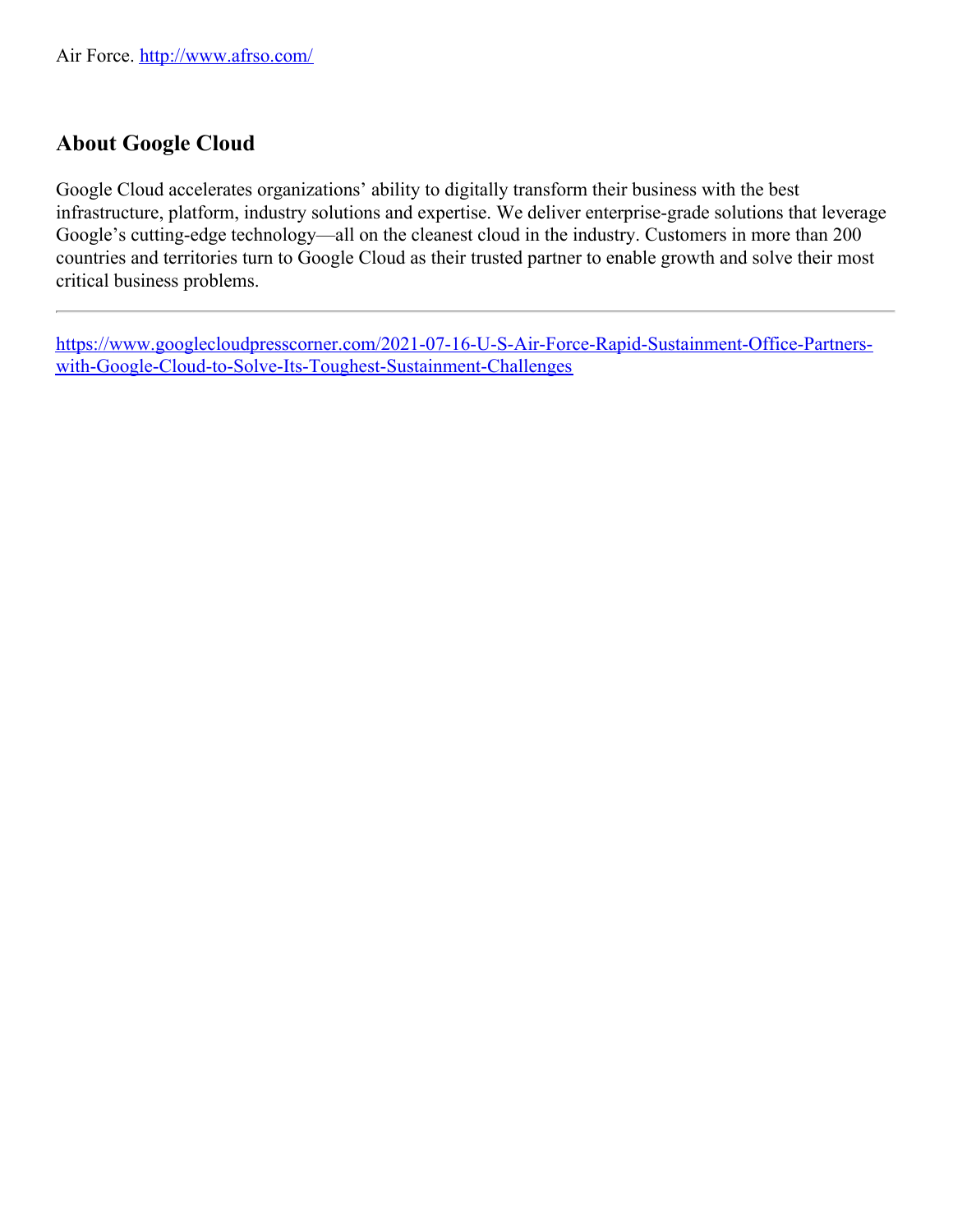Air Force. http://www.afrso.com/

## About Google Cloud

Google Cloud accelerates organizations' ability to digitally transform their business with the best infrastructure, platform, industry solutions and expertise. We deliver enterprise-grade solutions that leverage Google's cutting-edge technology—all on the cleanest cloud in the industry. Customers in more than 200 countries and territories turn to Google Cloud as their trusted partner to enable growth and solve their most critical business problems.

---

https://www.googlecloudpresscorner.com/2021-07-16-U-S-Air-Force-Rapid-Sustainment-Office-Partners-with-Google-Cloud-to-Solve-Its-Toughest-Sustainment-Challenges